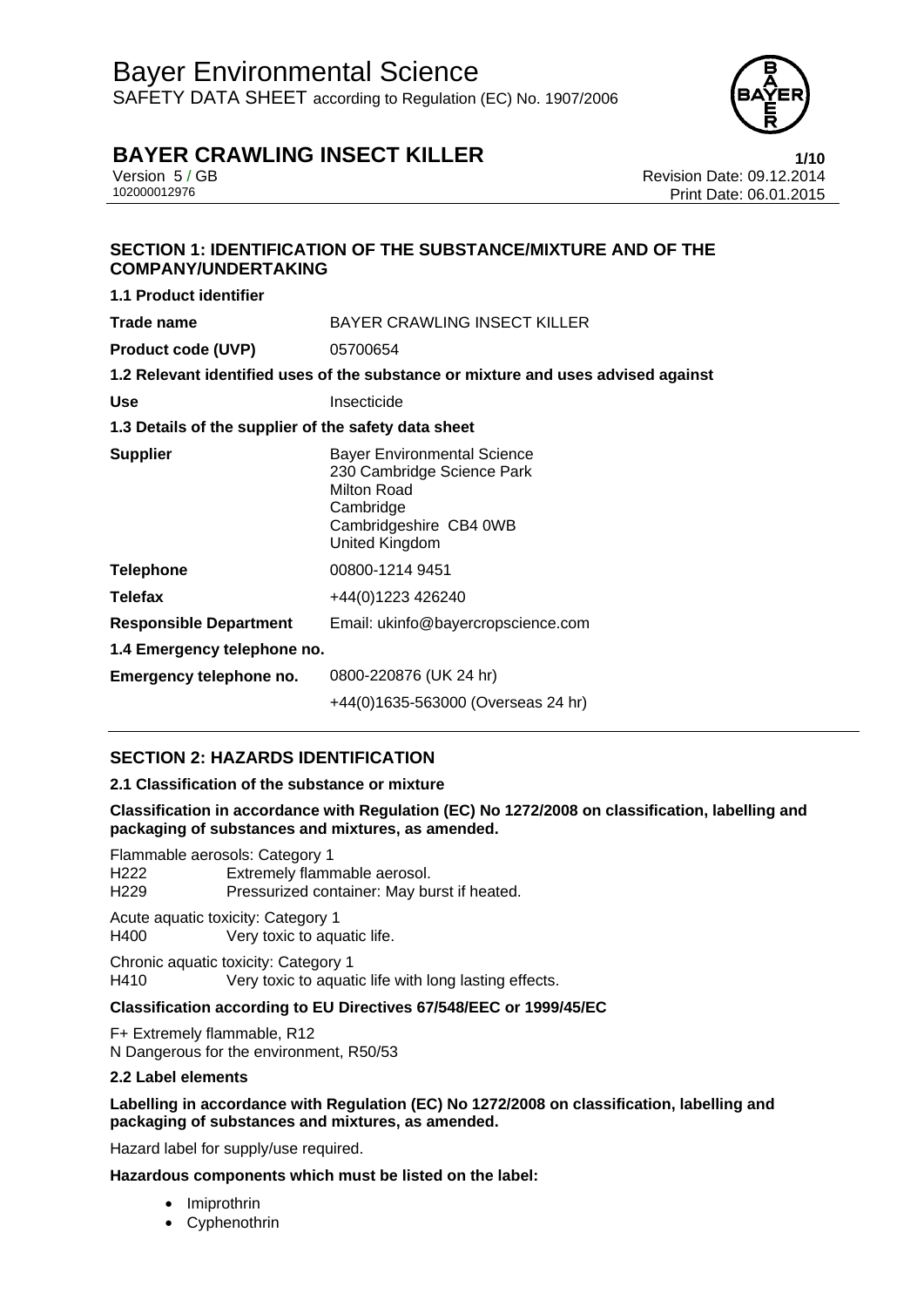# Bayer Environmental Science

SAFETY DATA SHEET according to Regulation (EC) No. 1907/2006

## BAYER CRAWLING INSECT KILLER

Version 5 / GB
102000012976

Revision Date: 09.12.2014
Print Date: 06.01.2015

## SECTION 1: IDENTIFICATION OF THE SUBSTANCE/MIXTURE AND OF THE COMPANY/UNDERTAKING

**1.1 Product identifier**

| | |
|---|---|
| **Trade name** | BAYER CRAWLING INSECT KILLER |
| **Product code (UVP)** | 05700654 |

**1.2 Relevant identified uses of the substance or mixture and uses advised against**

| | |
|---|---|
| **Use** | Insecticide |

**1.3 Details of the supplier of the safety data sheet**

| | |
|---|---|
| **Supplier** | Bayer Environmental Science<br>230 Cambridge Science Park<br>Milton Road<br>Cambridge<br>Cambridgeshire CB4 0WB<br>United Kingdom |
| **Telephone** | 00800-1214 9451 |
| **Telefax** | +44(0)1223 426240 |
| **Responsible Department** | Email: ukinfo@bayercropscience.com |

**1.4 Emergency telephone no.**

| | |
|---|---|
| **Emergency telephone no.** | 0800-220876 (UK 24 hr)<br>+44(0)1635-563000 (Overseas 24 hr) |

## SECTION 2: HAZARDS IDENTIFICATION

**2.1 Classification of the substance or mixture**

**Classification in accordance with Regulation (EC) No 1272/2008 on classification, labelling and packaging of substances and mixtures, as amended.**

Flammable aerosols: Category 1
H222 Extremely flammable aerosol.
H229 Pressurized container: May burst if heated.

Acute aquatic toxicity: Category 1
H400 Very toxic to aquatic life.

Chronic aquatic toxicity: Category 1
H410 Very toxic to aquatic life with long lasting effects.

**Classification according to EU Directives 67/548/EEC or 1999/45/EC**

F+ Extremely flammable, R12
N Dangerous for the environment, R50/53

**2.2 Label elements**

**Labelling in accordance with Regulation (EC) No 1272/2008 on classification, labelling and packaging of substances and mixtures, as amended.**

Hazard label for supply/use required.

**Hazardous components which must be listed on the label:**

- Imiprothrin
- Cyphenothrin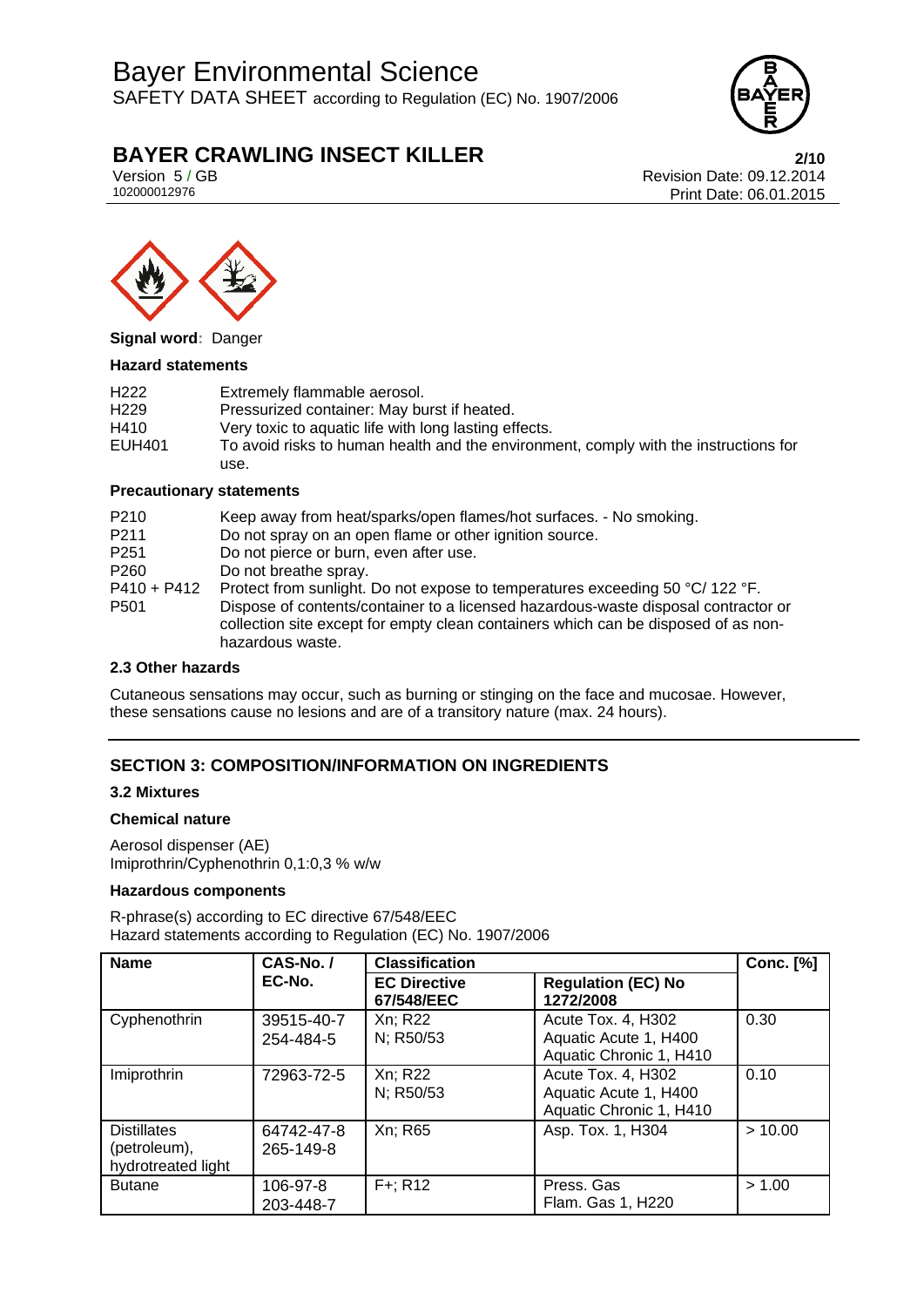**Signal word**: Danger

**Hazard statements**

| | |
|---|---|
| H222 | Extremely flammable aerosol. |
| H229 | Pressurized container: May burst if heated. |
| H410 | Very toxic to aquatic life with long lasting effects. |
| EUH401 | To avoid risks to human health and the environment, comply with the instructions for use. |

**Precautionary statements**

| | |
|---|---|
| P210 | Keep away from heat/sparks/open flames/hot surfaces. - No smoking. |
| P211 | Do not spray on an open flame or other ignition source. |
| P251 | Do not pierce or burn, even after use. |
| P260 | Do not breathe spray. |
| P410 + P412 | Protect from sunlight. Do not expose to temperatures exceeding 50 °C/ 122 °F. |
| P501 | Dispose of contents/container to a licensed hazardous-waste disposal contractor or collection site except for empty clean containers which can be disposed of as non-hazardous waste. |

**2.3 Other hazards**

Cutaneous sensations may occur, such as burning or stinging on the face and mucosae. However, these sensations cause no lesions and are of a transitory nature (max. 24 hours).

## SECTION 3: COMPOSITION/INFORMATION ON INGREDIENTS

**3.2 Mixtures**

**Chemical nature**

Aerosol dispenser (AE)
Imiprothrin/Cyphenothrin 0,1:0,3 % w/w

**Hazardous components**

R-phrase(s) according to EC directive 67/548/EEC
Hazard statements according to Regulation (EC) No. 1907/2006

| Name | CAS-No. / EC-No. | Classification | | Conc. [%] |
|---|---|---|---|---|
| | | EC Directive 67/548/EEC | Regulation (EC) No 1272/2008 | |
| Cyphenothrin | 39515-40-7 254-484-5 | Xn; R22 N; R50/53 | Acute Tox. 4, H302 Aquatic Acute 1, H400 Aquatic Chronic 1, H410 | 0.30 |
| Imiprothrin | 72963-72-5 | Xn; R22 N; R50/53 | Acute Tox. 4, H302 Aquatic Acute 1, H400 Aquatic Chronic 1, H410 | 0.10 |
| Distillates (petroleum), hydrotreated light | 64742-47-8 265-149-8 | Xn; R65 | Asp. Tox. 1, H304 | > 10.00 |
| Butane | 106-97-8 203-448-7 | F+; R12 | Press. Gas Flam. Gas 1, H220 | > 1.00 |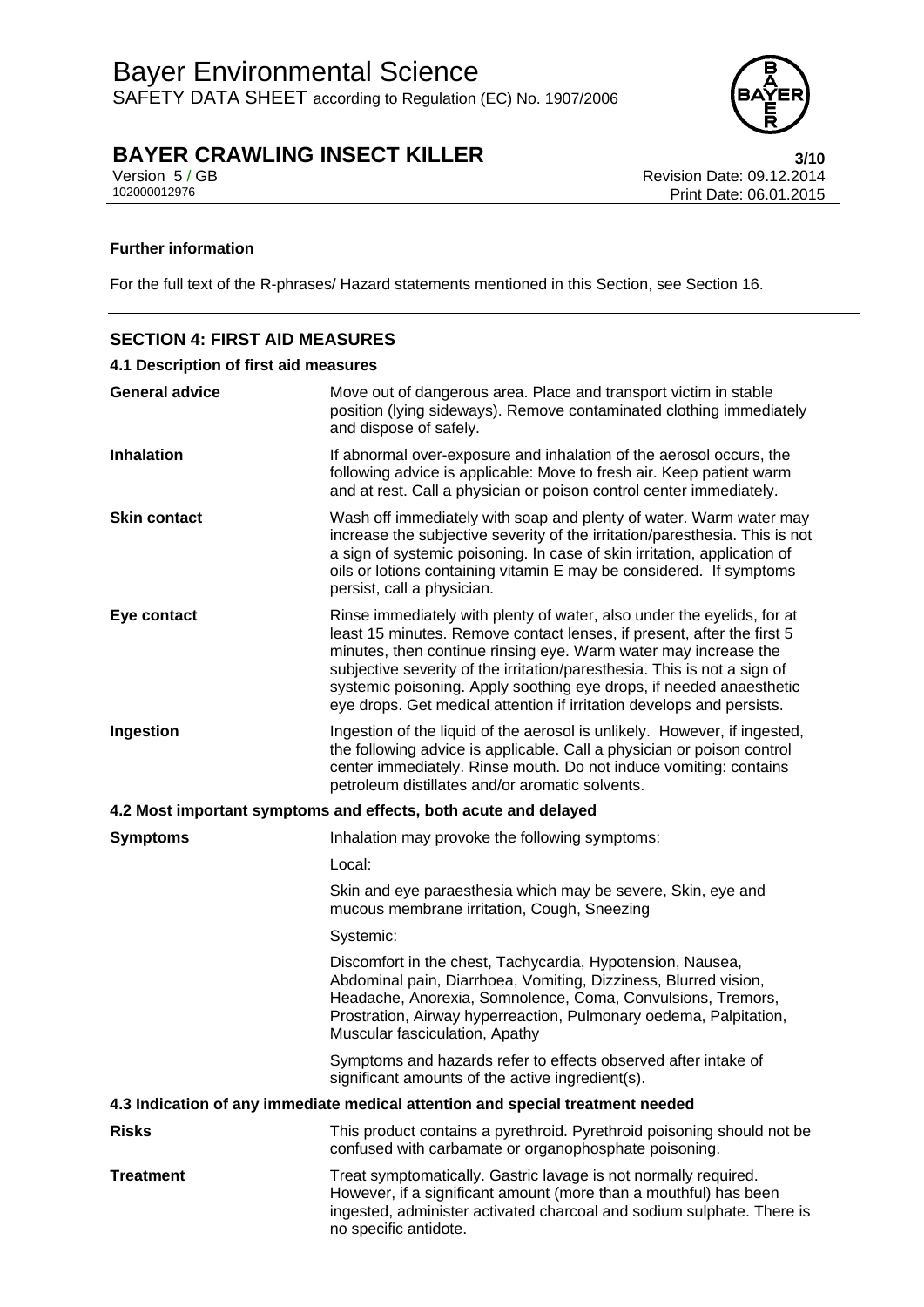**Further information**

For the full text of the R-phrases/ Hazard statements mentioned in this Section, see Section 16.

## SECTION 4: FIRST AID MEASURES

### 4.1 Description of first aid measures

| | |
|---|---|
| **General advice** | Move out of dangerous area. Place and transport victim in stable position (lying sideways). Remove contaminated clothing immediately and dispose of safely. |
| **Inhalation** | If abnormal over-exposure and inhalation of the aerosol occurs, the following advice is applicable: Move to fresh air. Keep patient warm and at rest. Call a physician or poison control center immediately. |
| **Skin contact** | Wash off immediately with soap and plenty of water. Warm water may increase the subjective severity of the irritation/paresthesia. This is not a sign of systemic poisoning. In case of skin irritation, application of oils or lotions containing vitamin E may be considered. If symptoms persist, call a physician. |
| **Eye contact** | Rinse immediately with plenty of water, also under the eyelids, for at least 15 minutes. Remove contact lenses, if present, after the first 5 minutes, then continue rinsing eye. Warm water may increase the subjective severity of the irritation/paresthesia. This is not a sign of systemic poisoning. Apply soothing eye drops, if needed anaesthetic eye drops. Get medical attention if irritation develops and persists. |
| **Ingestion** | Ingestion of the liquid of the aerosol is unlikely. However, if ingested, the following advice is applicable. Call a physician or poison control center immediately. Rinse mouth. Do not induce vomiting: contains petroleum distillates and/or aromatic solvents. |

### 4.2 Most important symptoms and effects, both acute and delayed

**Symptoms**

Inhalation may provoke the following symptoms:

Local:

Skin and eye paraesthesia which may be severe, Skin, eye and mucous membrane irritation, Cough, Sneezing

Systemic:

Discomfort in the chest, Tachycardia, Hypotension, Nausea, Abdominal pain, Diarrhoea, Vomiting, Dizziness, Blurred vision, Headache, Anorexia, Somnolence, Coma, Convulsions, Tremors, Prostration, Airway hyperreaction, Pulmonary oedema, Palpitation, Muscular fasciculation, Apathy

Symptoms and hazards refer to effects observed after intake of significant amounts of the active ingredient(s).

### 4.3 Indication of any immediate medical attention and special treatment needed

| | |
|---|---|
| **Risks** | This product contains a pyrethroid. Pyrethroid poisoning should not be confused with carbamate or organophosphate poisoning. |
| **Treatment** | Treat symptomatically. Gastric lavage is not normally required. However, if a significant amount (more than a mouthful) has been ingested, administer activated charcoal and sodium sulphate. There is no specific antidote. |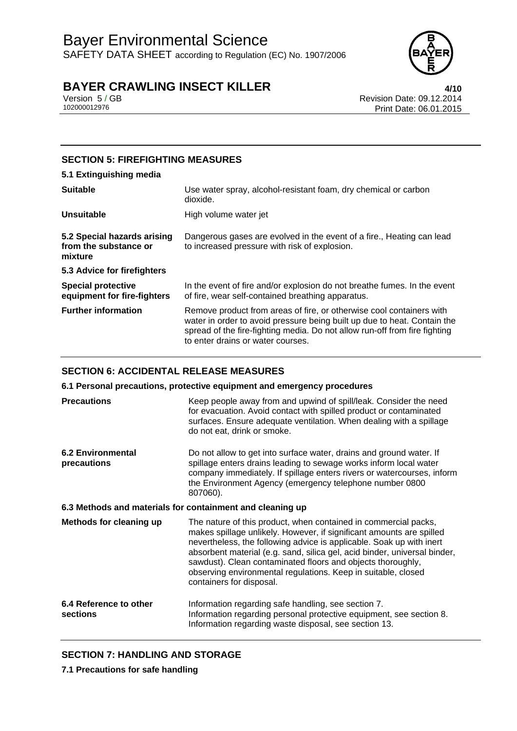## SECTION 5: FIREFIGHTING MEASURES

### 5.1 Extinguishing media

| | |
|---|---|
| **Suitable** | Use water spray, alcohol-resistant foam, dry chemical or carbon dioxide. |
| **Unsuitable** | High volume water jet |
| **5.2 Special hazards arising from the substance or mixture** | Dangerous gases are evolved in the event of a fire., Heating can lead to increased pressure with risk of explosion. |

### 5.3 Advice for firefighters

| | |
|---|---|
| **Special protective equipment for fire-fighters** | In the event of fire and/or explosion do not breathe fumes. In the event of fire, wear self-contained breathing apparatus. |
| **Further information** | Remove product from areas of fire, or otherwise cool containers with water in order to avoid pressure being built up due to heat. Contain the spread of the fire-fighting media. Do not allow run-off from fire fighting to enter drains or water courses. |

## SECTION 6: ACCIDENTAL RELEASE MEASURES

### 6.1 Personal precautions, protective equipment and emergency procedures

| | |
|---|---|
| **Precautions** | Keep people away from and upwind of spill/leak. Consider the need for evacuation. Avoid contact with spilled product or contaminated surfaces. Ensure adequate ventilation. When dealing with a spillage do not eat, drink or smoke. |
| **6.2 Environmental precautions** | Do not allow to get into surface water, drains and ground water. If spillage enters drains leading to sewage works inform local water company immediately. If spillage enters rivers or watercourses, inform the Environment Agency (emergency telephone number 0800 807060). |

### 6.3 Methods and materials for containment and cleaning up

| | |
|---|---|
| **Methods for cleaning up** | The nature of this product, when contained in commercial packs, makes spillage unlikely. However, if significant amounts are spilled nevertheless, the following advice is applicable. Soak up with inert absorbent material (e.g. sand, silica gel, acid binder, universal binder, sawdust). Clean contaminated floors and objects thoroughly, observing environmental regulations. Keep in suitable, closed containers for disposal. |
| **6.4 Reference to other sections** | Information regarding safe handling, see section 7.<br>Information regarding personal protective equipment, see section 8.<br>Information regarding waste disposal, see section 13. |

## SECTION 7: HANDLING AND STORAGE

### 7.1 Precautions for safe handling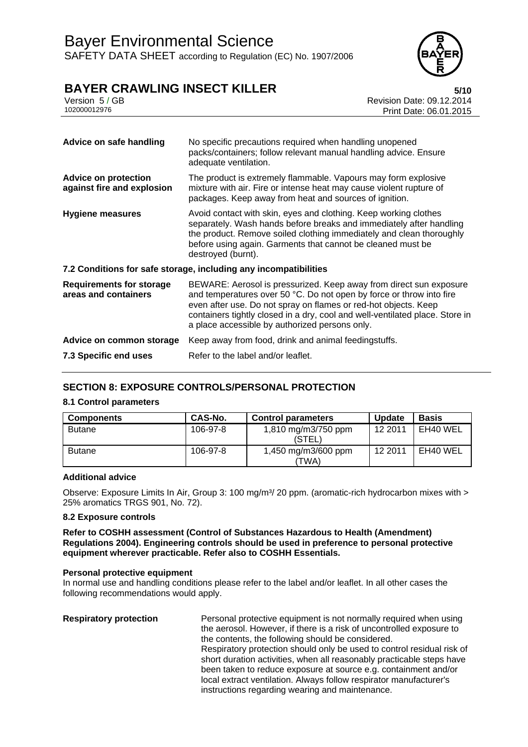| | |
|---|---|
| **Advice on safe handling** | No specific precautions required when handling unopened packs/containers; follow relevant manual handling advice. Ensure adequate ventilation. |
| **Advice on protection against fire and explosion** | The product is extremely flammable. Vapours may form explosive mixture with air. Fire or intense heat may cause violent rupture of packages. Keep away from heat and sources of ignition. |
| **Hygiene measures** | Avoid contact with skin, eyes and clothing. Keep working clothes separately. Wash hands before breaks and immediately after handling the product. Remove soiled clothing immediately and clean thoroughly before using again. Garments that cannot be cleaned must be destroyed (burnt). |

**7.2 Conditions for safe storage, including any incompatibilities**

| | |
|---|---|
| **Requirements for storage areas and containers** | BEWARE: Aerosol is pressurized. Keep away from direct sun exposure and temperatures over 50 °C. Do not open by force or throw into fire even after use. Do not spray on flames or red-hot objects. Keep containers tightly closed in a dry, cool and well-ventilated place. Store in a place accessible by authorized persons only. |
| **Advice on common storage** | Keep away from food, drink and animal feedingstuffs. |
| **7.3 Specific end uses** | Refer to the label and/or leaflet. |

## SECTION 8: EXPOSURE CONTROLS/PERSONAL PROTECTION

### 8.1 Control parameters

| Components | CAS-No. | Control parameters | Update | Basis |
|---|---|---|---|---|
| Butane | 106-97-8 | 1,810 mg/m3/750 ppm (STEL) | 12 2011 | EH40 WEL |
| Butane | 106-97-8 | 1,450 mg/m3/600 ppm (TWA) | 12 2011 | EH40 WEL |

**Additional advice**

Observe: Exposure Limits In Air, Group 3: 100 mg/m³/ 20 ppm. (aromatic-rich hydrocarbon mixes with > 25% aromatics TRGS 901, No. 72).

### 8.2 Exposure controls

**Refer to COSHH assessment (Control of Substances Hazardous to Health (Amendment) Regulations 2004). Engineering controls should be used in preference to personal protective equipment wherever practicable. Refer also to COSHH Essentials.**

**Personal protective equipment**

In normal use and handling conditions please refer to the label and/or leaflet. In all other cases the following recommendations would apply.

| | |
|---|---|
| **Respiratory protection** | Personal protective equipment is not normally required when using the aerosol. However, if there is a risk of uncontrolled exposure to the contents, the following should be considered. Respiratory protection should only be used to control residual risk of short duration activities, when all reasonably practicable steps have been taken to reduce exposure at source e.g. containment and/or local extract ventilation. Always follow respirator manufacturer's instructions regarding wearing and maintenance. |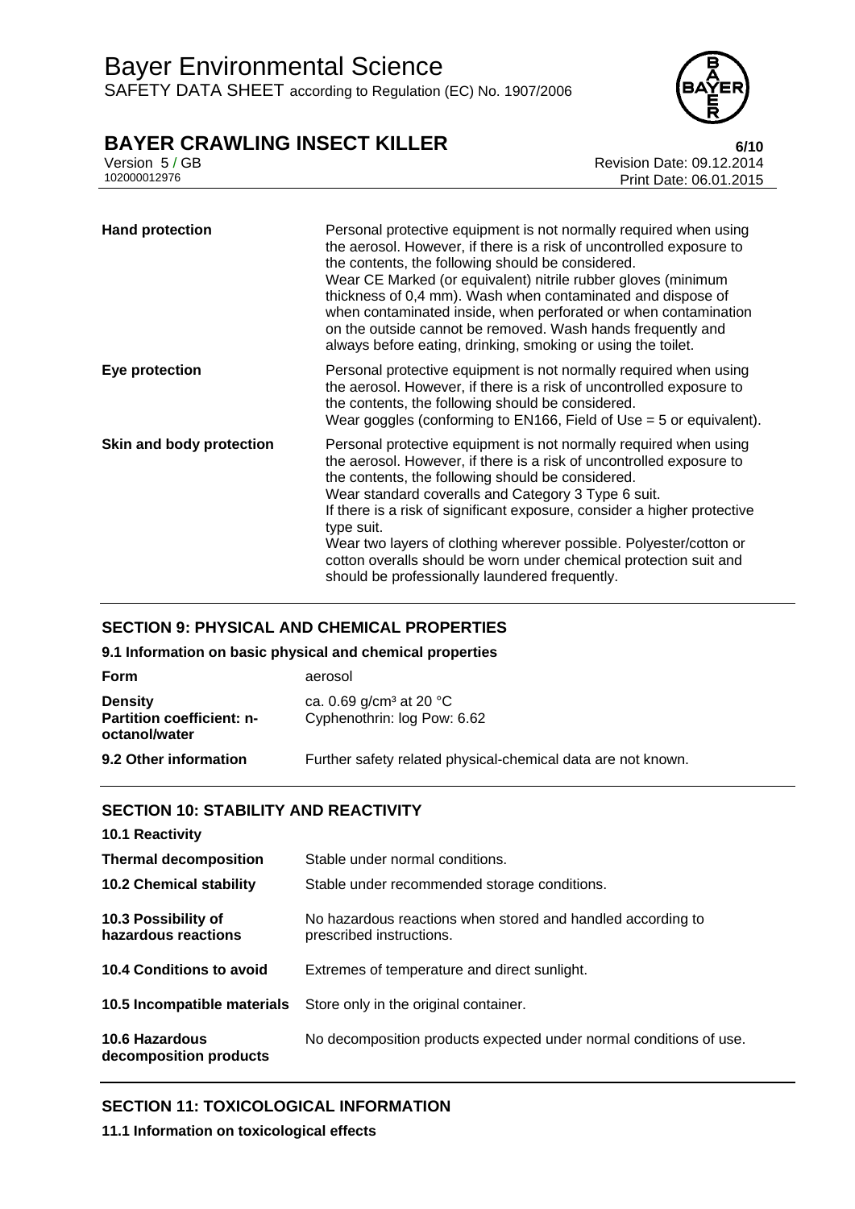| | |
|---|---|
| **Hand protection** | Personal protective equipment is not normally required when using the aerosol. However, if there is a risk of uncontrolled exposure to the contents, the following should be considered. Wear CE Marked (or equivalent) nitrile rubber gloves (minimum thickness of 0,4 mm). Wash when contaminated and dispose of when contaminated inside, when perforated or when contamination on the outside cannot be removed. Wash hands frequently and always before eating, drinking, smoking or using the toilet. |
| **Eye protection** | Personal protective equipment is not normally required when using the aerosol. However, if there is a risk of uncontrolled exposure to the contents, the following should be considered. Wear goggles (conforming to EN166, Field of Use = 5 or equivalent). |
| **Skin and body protection** | Personal protective equipment is not normally required when using the aerosol. However, if there is a risk of uncontrolled exposure to the contents, the following should be considered. Wear standard coveralls and Category 3 Type 6 suit. If there is a risk of significant exposure, consider a higher protective type suit. Wear two layers of clothing wherever possible. Polyester/cotton or cotton overalls should be worn under chemical protection suit and should be professionally laundered frequently. |

## SECTION 9: PHYSICAL AND CHEMICAL PROPERTIES

### 9.1 Information on basic physical and chemical properties

| | |
|---|---|
| **Form** | aerosol |
| **Density** | ca. 0.69 g/cm³ at 20 °C |
| **Partition coefficient: n-octanol/water** | Cyphenothrin: log Pow: 6.62 |
| **9.2 Other information** | Further safety related physical-chemical data are not known. |

## SECTION 10: STABILITY AND REACTIVITY

| | |
|---|---|
| **10.1 Reactivity** | |
| **Thermal decomposition** | Stable under normal conditions. |
| **10.2 Chemical stability** | Stable under recommended storage conditions. |
| **10.3 Possibility of hazardous reactions** | No hazardous reactions when stored and handled according to prescribed instructions. |
| **10.4 Conditions to avoid** | Extremes of temperature and direct sunlight. |
| **10.5 Incompatible materials** | Store only in the original container. |
| **10.6 Hazardous decomposition products** | No decomposition products expected under normal conditions of use. |

## SECTION 11: TOXICOLOGICAL INFORMATION

### 11.1 Information on toxicological effects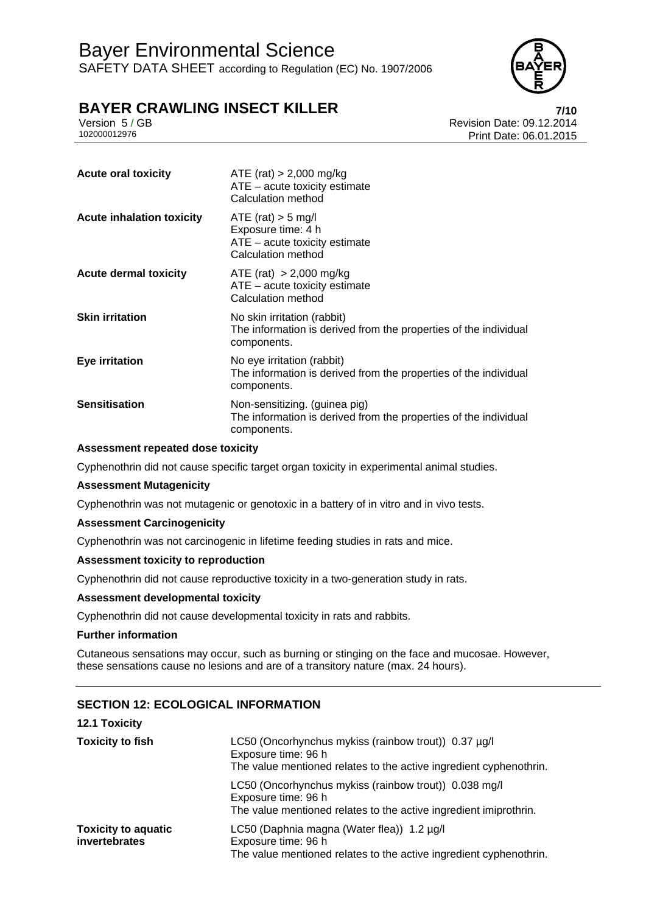| | |
|---|---|
| **Acute oral toxicity** | ATE (rat) > 2,000 mg/kg<br>ATE – acute toxicity estimate<br>Calculation method |
| **Acute inhalation toxicity** | ATE (rat) > 5 mg/l<br>Exposure time: 4 h<br>ATE – acute toxicity estimate<br>Calculation method |
| **Acute dermal toxicity** | ATE (rat) > 2,000 mg/kg<br>ATE – acute toxicity estimate<br>Calculation method |
| **Skin irritation** | No skin irritation (rabbit)<br>The information is derived from the properties of the individual components. |
| **Eye irritation** | No eye irritation (rabbit)<br>The information is derived from the properties of the individual components. |
| **Sensitisation** | Non-sensitizing. (guinea pig)<br>The information is derived from the properties of the individual components. |

**Assessment repeated dose toxicity**

Cyphenothrin did not cause specific target organ toxicity in experimental animal studies.

**Assessment Mutagenicity**

Cyphenothrin was not mutagenic or genotoxic in a battery of in vitro and in vivo tests.

**Assessment Carcinogenicity**

Cyphenothrin was not carcinogenic in lifetime feeding studies in rats and mice.

**Assessment toxicity to reproduction**

Cyphenothrin did not cause reproductive toxicity in a two-generation study in rats.

**Assessment developmental toxicity**

Cyphenothrin did not cause developmental toxicity in rats and rabbits.

**Further information**

Cutaneous sensations may occur, such as burning or stinging on the face and mucosae. However, these sensations cause no lesions and are of a transitory nature (max. 24 hours).

## SECTION 12: ECOLOGICAL INFORMATION

### 12.1 Toxicity

| | |
|---|---|
| **Toxicity to fish** | LC50 (Oncorhynchus mykiss (rainbow trout)) 0.37 µg/l<br>Exposure time: 96 h<br>The value mentioned relates to the active ingredient cyphenothrin. |
| | LC50 (Oncorhynchus mykiss (rainbow trout)) 0.038 mg/l<br>Exposure time: 96 h<br>The value mentioned relates to the active ingredient imiprothrin. |
| **Toxicity to aquatic invertebrates** | LC50 (Daphnia magna (Water flea)) 1.2 µg/l<br>Exposure time: 96 h<br>The value mentioned relates to the active ingredient cyphenothrin. |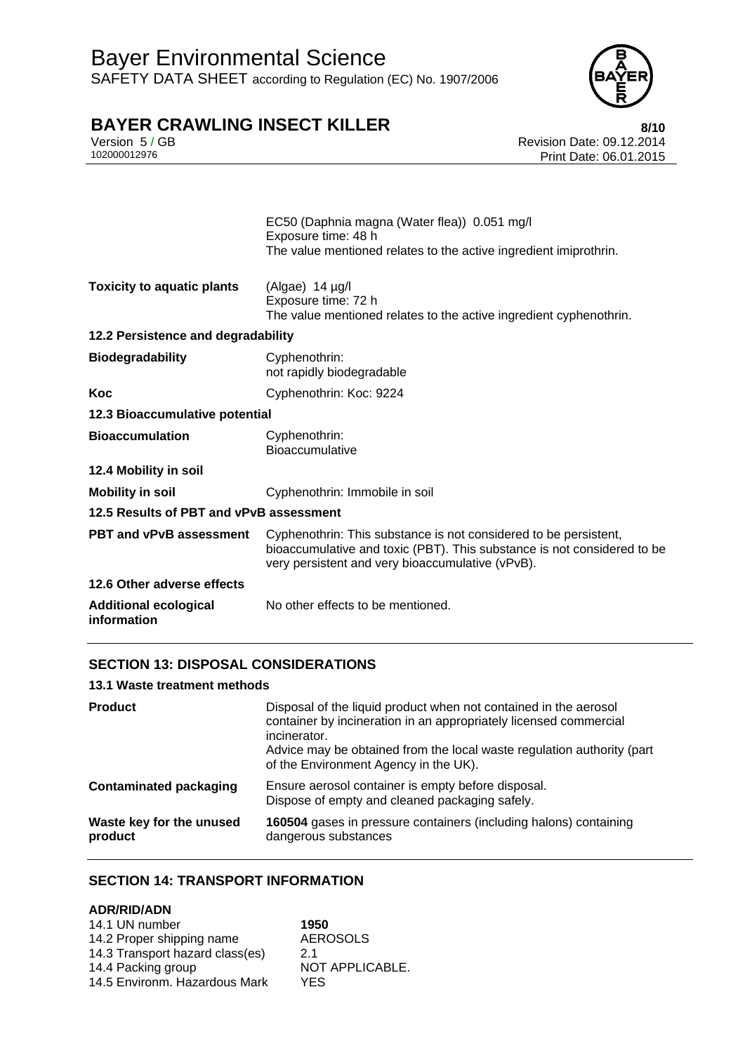| | |
|---|---|
| | EC50 (Daphnia magna (Water flea)) 0.051 mg/l<br>Exposure time: 48 h<br>The value mentioned relates to the active ingredient imiprothrin. |
| **Toxicity to aquatic plants** | (Algae) 14 µg/l<br>Exposure time: 72 h<br>The value mentioned relates to the active ingredient cyphenothrin. |

**12.2 Persistence and degradability**

| | |
|---|---|
| **Biodegradability** | Cyphenothrin:<br>not rapidly biodegradable |
| **Koc** | Cyphenothrin: Koc: 9224 |

**12.3 Bioaccumulative potential**

| | |
|---|---|
| **Bioaccumulation** | Cyphenothrin:<br>Bioaccumulative |

**12.4 Mobility in soil**

| | |
|---|---|
| **Mobility in soil** | Cyphenothrin: Immobile in soil |

**12.5 Results of PBT and vPvB assessment**

| | |
|---|---|
| **PBT and vPvB assessment** | Cyphenothrin: This substance is not considered to be persistent, bioaccumulative and toxic (PBT). This substance is not considered to be very persistent and very bioaccumulative (vPvB). |

**12.6 Other adverse effects**

| | |
|---|---|
| **Additional ecological information** | No other effects to be mentioned. |

## SECTION 13: DISPOSAL CONSIDERATIONS

**13.1 Waste treatment methods**

| | |
|---|---|
| **Product** | Disposal of the liquid product when not contained in the aerosol container by incineration in an appropriately licensed commercial incinerator.<br>Advice may be obtained from the local waste regulation authority (part of the Environment Agency in the UK). |
| **Contaminated packaging** | Ensure aerosol container is empty before disposal.<br>Dispose of empty and cleaned packaging safely. |
| **Waste key for the unused product** | **160504** gases in pressure containers (including halons) containing dangerous substances |

## SECTION 14: TRANSPORT INFORMATION

**ADR/RID/ADN**

| | |
|---|---|
| 14.1 UN number | **1950** |
| 14.2 Proper shipping name | AEROSOLS |
| 14.3 Transport hazard class(es) | 2.1 |
| 14.4 Packing group | NOT APPLICABLE. |
| 14.5 Environm. Hazardous Mark | YES |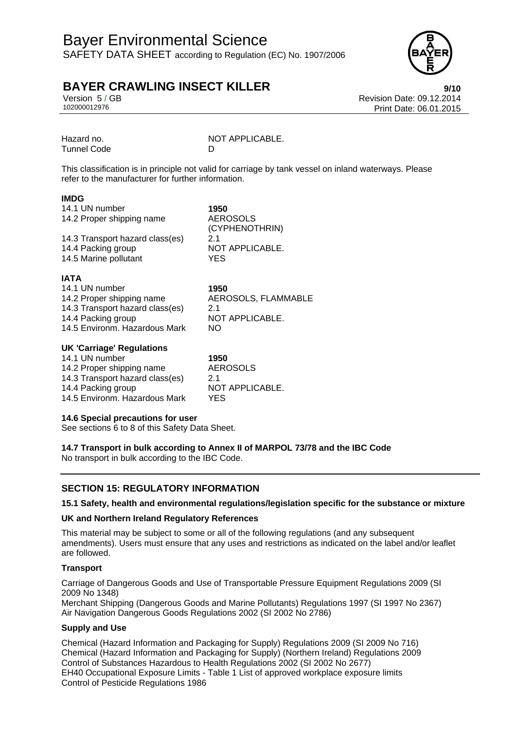| | |
|---|---|
| Hazard no. | NOT APPLICABLE. |
| Tunnel Code | D |

This classification is in principle not valid for carriage by tank vessel on inland waterways. Please refer to the manufacturer for further information.

**IMDG**

| | |
|---|---|
| 14.1 UN number | **1950** |
| 14.2 Proper shipping name | AEROSOLS (CYPHENOTHRIN) |
| 14.3 Transport hazard class(es) | 2.1 |
| 14.4 Packing group | NOT APPLICABLE. |
| 14.5 Marine pollutant | YES |

**IATA**

| | |
|---|---|
| 14.1 UN number | **1950** |
| 14.2 Proper shipping name | AEROSOLS, FLAMMABLE |
| 14.3 Transport hazard class(es) | 2.1 |
| 14.4 Packing group | NOT APPLICABLE. |
| 14.5 Environm. Hazardous Mark | NO |

**UK 'Carriage' Regulations**

| | |
|---|---|
| 14.1 UN number | **1950** |
| 14.2 Proper shipping name | AEROSOLS |
| 14.3 Transport hazard class(es) | 2.1 |
| 14.4 Packing group | NOT APPLICABLE. |
| 14.5 Environm. Hazardous Mark | YES |

**14.6 Special precautions for user**

See sections 6 to 8 of this Safety Data Sheet.

**14.7 Transport in bulk according to Annex II of MARPOL 73/78 and the IBC Code**

No transport in bulk according to the IBC Code.

## SECTION 15: REGULATORY INFORMATION

**15.1 Safety, health and environmental regulations/legislation specific for the substance or mixture**

**UK and Northern Ireland Regulatory References**

This material may be subject to some or all of the following regulations (and any subsequent amendments). Users must ensure that any uses and restrictions as indicated on the label and/or leaflet are followed.

**Transport**

Carriage of Dangerous Goods and Use of Transportable Pressure Equipment Regulations 2009 (SI 2009 No 1348)
Merchant Shipping (Dangerous Goods and Marine Pollutants) Regulations 1997 (SI 1997 No 2367)
Air Navigation Dangerous Goods Regulations 2002 (SI 2002 No 2786)

**Supply and Use**

Chemical (Hazard Information and Packaging for Supply) Regulations 2009 (SI 2009 No 716)
Chemical (Hazard Information and Packaging for Supply) (Northern Ireland) Regulations 2009
Control of Substances Hazardous to Health Regulations 2002 (SI 2002 No 2677)
EH40 Occupational Exposure Limits - Table 1 List of approved workplace exposure limits
Control of Pesticide Regulations 1986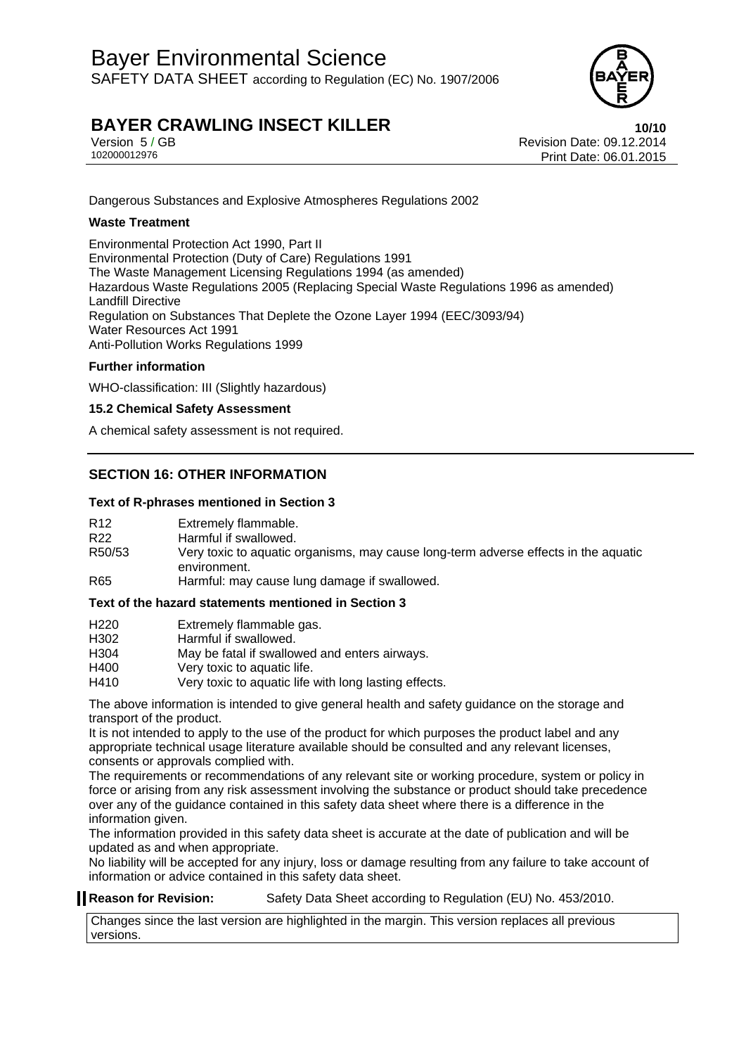Dangerous Substances and Explosive Atmospheres Regulations 2002

**Waste Treatment**

Environmental Protection Act 1990, Part II
Environmental Protection (Duty of Care) Regulations 1991
The Waste Management Licensing Regulations 1994 (as amended)
Hazardous Waste Regulations 2005 (Replacing Special Waste Regulations 1996 as amended)
Landfill Directive
Regulation on Substances That Deplete the Ozone Layer 1994 (EEC/3093/94)
Water Resources Act 1991
Anti-Pollution Works Regulations 1999

**Further information**

WHO-classification: III (Slightly hazardous)

**15.2 Chemical Safety Assessment**

A chemical safety assessment is not required.

## SECTION 16: OTHER INFORMATION

**Text of R-phrases mentioned in Section 3**

| | |
|---|---|
| R12 | Extremely flammable. |
| R22 | Harmful if swallowed. |
| R50/53 | Very toxic to aquatic organisms, may cause long-term adverse effects in the aquatic environment. |
| R65 | Harmful: may cause lung damage if swallowed. |

**Text of the hazard statements mentioned in Section 3**

| | |
|---|---|
| H220 | Extremely flammable gas. |
| H302 | Harmful if swallowed. |
| H304 | May be fatal if swallowed and enters airways. |
| H400 | Very toxic to aquatic life. |
| H410 | Very toxic to aquatic life with long lasting effects. |

The above information is intended to give general health and safety guidance on the storage and transport of the product.
It is not intended to apply to the use of the product for which purposes the product label and any appropriate technical usage literature available should be consulted and any relevant licenses, consents or approvals complied with.
The requirements or recommendations of any relevant site or working procedure, system or policy in force or arising from any risk assessment involving the substance or product should take precedence over any of the guidance contained in this safety data sheet where there is a difference in the information given.
The information provided in this safety data sheet is accurate at the date of publication and will be updated as and when appropriate.
No liability will be accepted for any injury, loss or damage resulting from any failure to take account of information or advice contained in this safety data sheet.

**Reason for Revision:** Safety Data Sheet according to Regulation (EU) No. 453/2010.

Changes since the last version are highlighted in the margin. This version replaces all previous versions.